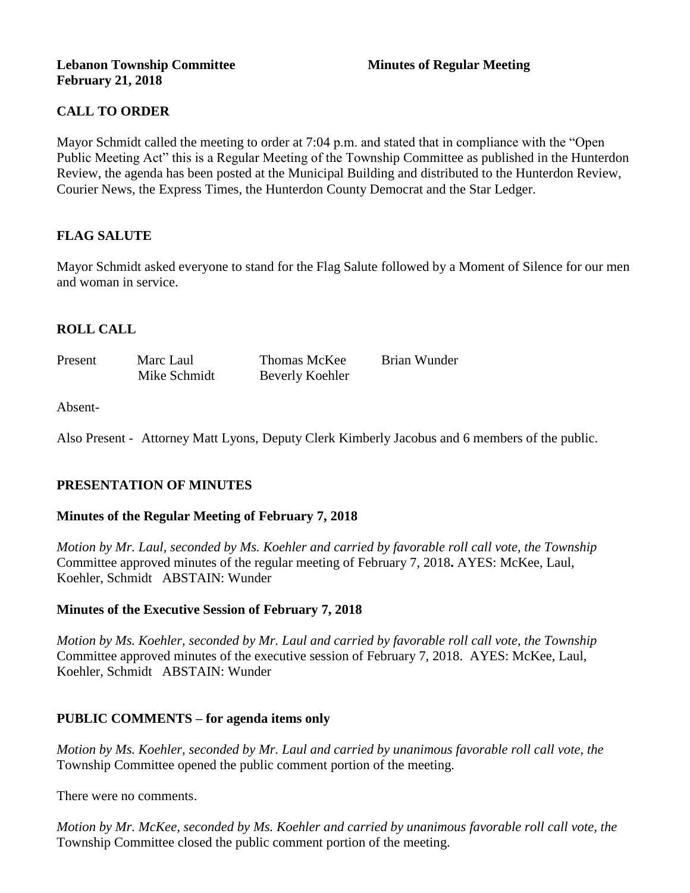**Lebanon Township Committee** **Minutes of Regular Meeting**
**February 21, 2018**

## CALL TO ORDER

Mayor Schmidt called the meeting to order at 7:04 p.m. and stated that in compliance with the "Open Public Meeting Act" this is a Regular Meeting of the Township Committee as published in the Hunterdon Review, the agenda has been posted at the Municipal Building and distributed to the Hunterdon Review, Courier News, the Express Times, the Hunterdon County Democrat and the Star Ledger.

## FLAG SALUTE

Mayor Schmidt asked everyone to stand for the Flag Salute followed by a Moment of Silence for our men and woman in service.

## ROLL CALL

| Present | Marc Laul | Thomas McKee | Brian Wunder |
|---|---|---|---|
| | Mike Schmidt | Beverly Koehler | |

Absent-

Also Present - Attorney Matt Lyons, Deputy Clerk Kimberly Jacobus and 6 members of the public.

## PRESENTATION OF MINUTES

### Minutes of the Regular Meeting of February 7, 2018

*Motion by Mr. Laul, seconded by Ms. Koehler and carried by favorable roll call vote, the Township* Committee approved minutes of the regular meeting of February 7, 2018**.** AYES: McKee, Laul, Koehler, Schmidt ABSTAIN: Wunder

### Minutes of the Executive Session of February 7, 2018

*Motion by Ms. Koehler, seconded by Mr. Laul and carried by favorable roll call vote, the Township* Committee approved minutes of the executive session of February 7, 2018. AYES: McKee, Laul, Koehler, Schmidt ABSTAIN: Wunder

## PUBLIC COMMENTS – for agenda items only

*Motion by Ms. Koehler, seconded by Mr. Laul and carried by unanimous favorable roll call vote, the* Township Committee opened the public comment portion of the meeting.

There were no comments.

*Motion by Mr. McKee, seconded by Ms. Koehler and carried by unanimous favorable roll call vote, the* Township Committee closed the public comment portion of the meeting.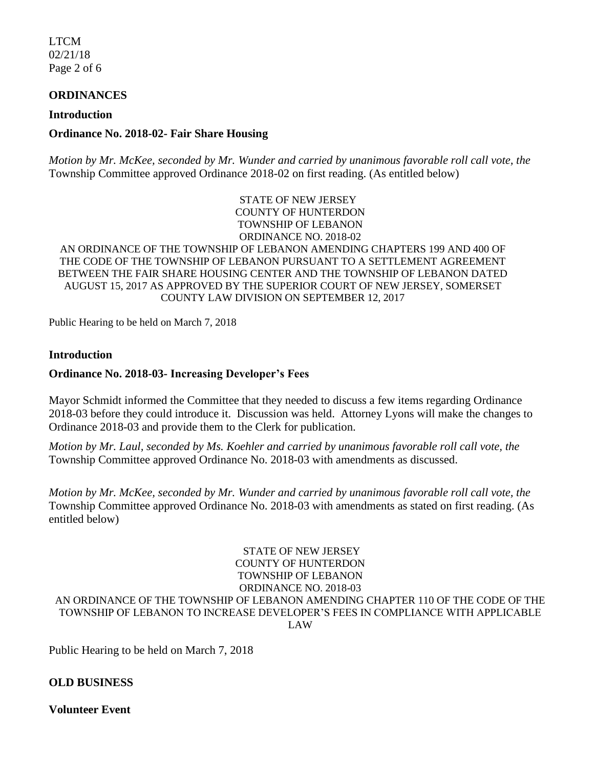## ORDINANCES

### Introduction

### Ordinance No. 2018-02- Fair Share Housing

*Motion by Mr. McKee, seconded by Mr. Wunder and carried by unanimous favorable roll call vote, the* Township Committee approved Ordinance 2018-02 on first reading. (As entitled below)

STATE OF NEW JERSEY
COUNTY OF HUNTERDON
TOWNSHIP OF LEBANON
ORDINANCE NO. 2018-02
AN ORDINANCE OF THE TOWNSHIP OF LEBANON AMENDING CHAPTERS 199 AND 400 OF THE CODE OF THE TOWNSHIP OF LEBANON PURSUANT TO A SETTLEMENT AGREEMENT BETWEEN THE FAIR SHARE HOUSING CENTER AND THE TOWNSHIP OF LEBANON DATED AUGUST 15, 2017 AS APPROVED BY THE SUPERIOR COURT OF NEW JERSEY, SOMERSET COUNTY LAW DIVISION ON SEPTEMBER 12, 2017

Public Hearing to be held on March 7, 2018

### Introduction

### Ordinance No. 2018-03- Increasing Developer's Fees

Mayor Schmidt informed the Committee that they needed to discuss a few items regarding Ordinance 2018-03 before they could introduce it. Discussion was held. Attorney Lyons will make the changes to Ordinance 2018-03 and provide them to the Clerk for publication.

*Motion by Mr. Laul, seconded by Ms. Koehler and carried by unanimous favorable roll call vote, the* Township Committee approved Ordinance No. 2018-03 with amendments as discussed.

*Motion by Mr. McKee, seconded by Mr. Wunder and carried by unanimous favorable roll call vote, the* Township Committee approved Ordinance No. 2018-03 with amendments as stated on first reading. (As entitled below)

STATE OF NEW JERSEY
COUNTY OF HUNTERDON
TOWNSHIP OF LEBANON
ORDINANCE NO. 2018-03
AN ORDINANCE OF THE TOWNSHIP OF LEBANON AMENDING CHAPTER 110 OF THE CODE OF THE TOWNSHIP OF LEBANON TO INCREASE DEVELOPER'S FEES IN COMPLIANCE WITH APPLICABLE LAW

Public Hearing to be held on March 7, 2018

## OLD BUSINESS

### Volunteer Event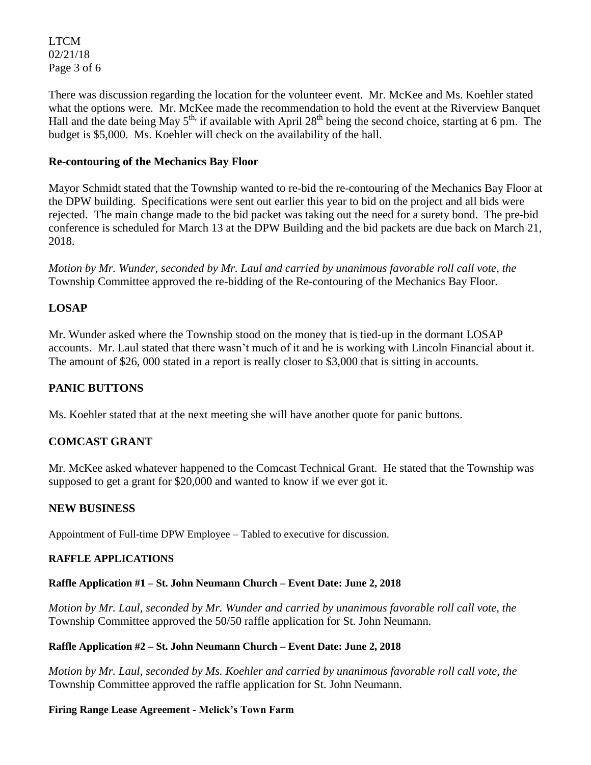There was discussion regarding the location for the volunteer event. Mr. McKee and Ms. Koehler stated what the options were. Mr. McKee made the recommendation to hold the event at the Riverview Banquet Hall and the date being May 5th, if available with April 28th being the second choice, starting at 6 pm. The budget is $5,000. Ms. Koehler will check on the availability of the hall.

**Re-contouring of the Mechanics Bay Floor**

Mayor Schmidt stated that the Township wanted to re-bid the re-contouring of the Mechanics Bay Floor at the DPW building. Specifications were sent out earlier this year to bid on the project and all bids were rejected. The main change made to the bid packet was taking out the need for a surety bond. The pre-bid conference is scheduled for March 13 at the DPW Building and the bid packets are due back on March 21, 2018.

*Motion by Mr. Wunder, seconded by Mr. Laul and carried by unanimous favorable roll call vote, the* Township Committee approved the re-bidding of the Re-contouring of the Mechanics Bay Floor.

## LOSAP

Mr. Wunder asked where the Township stood on the money that is tied-up in the dormant LOSAP accounts. Mr. Laul stated that there wasn't much of it and he is working with Lincoln Financial about it. The amount of $26, 000 stated in a report is really closer to $3,000 that is sitting in accounts.

## PANIC BUTTONS

Ms. Koehler stated that at the next meeting she will have another quote for panic buttons.

## COMCAST GRANT

Mr. McKee asked whatever happened to the Comcast Technical Grant. He stated that the Township was supposed to get a grant for $20,000 and wanted to know if we ever got it.

## NEW BUSINESS

Appointment of Full-time DPW Employee – Tabled to executive for discussion.

### RAFFLE APPLICATIONS

**Raffle Application #1 – St. John Neumann Church – Event Date: June 2, 2018**

*Motion by Mr. Laul, seconded by Mr. Wunder and carried by unanimous favorable roll call vote, the* Township Committee approved the 50/50 raffle application for St. John Neumann.

**Raffle Application #2 – St. John Neumann Church – Event Date: June 2, 2018**

*Motion by Mr. Laul, seconded by Ms. Koehler and carried by unanimous favorable roll call vote, the* Township Committee approved the raffle application for St. John Neumann.

**Firing Range Lease Agreement - Melick's Town Farm**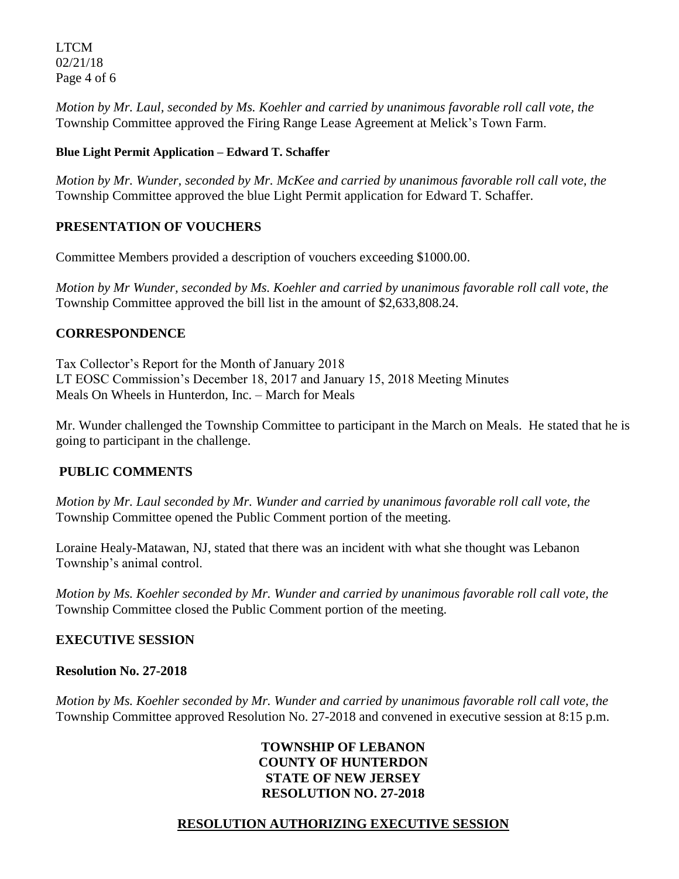*Motion by Mr. Laul, seconded by Ms. Koehler and carried by unanimous favorable roll call vote, the* Township Committee approved the Firing Range Lease Agreement at Melick's Town Farm.

**Blue Light Permit Application – Edward T. Schaffer**

*Motion by Mr. Wunder, seconded by Mr. McKee and carried by unanimous favorable roll call vote, the* Township Committee approved the blue Light Permit application for Edward T. Schaffer.

## PRESENTATION OF VOUCHERS

Committee Members provided a description of vouchers exceeding $1000.00.

*Motion by Mr Wunder, seconded by Ms. Koehler and carried by unanimous favorable roll call vote, the* Township Committee approved the bill list in the amount of $2,633,808.24.

## CORRESPONDENCE

Tax Collector's Report for the Month of January 2018
LT EOSC Commission's December 18, 2017 and January 15, 2018 Meeting Minutes
Meals On Wheels in Hunterdon, Inc. – March for Meals

Mr. Wunder challenged the Township Committee to participant in the March on Meals. He stated that he is going to participant in the challenge.

## PUBLIC COMMENTS

*Motion by Mr. Laul seconded by Mr. Wunder and carried by unanimous favorable roll call vote, the* Township Committee opened the Public Comment portion of the meeting.

Loraine Healy-Matawan, NJ, stated that there was an incident with what she thought was Lebanon Township's animal control.

*Motion by Ms. Koehler seconded by Mr. Wunder and carried by unanimous favorable roll call vote, the* Township Committee closed the Public Comment portion of the meeting.

## EXECUTIVE SESSION

**Resolution No. 27-2018**

*Motion by Ms. Koehler seconded by Mr. Wunder and carried by unanimous favorable roll call vote, the* Township Committee approved Resolution No. 27-2018 and convened in executive session at 8:15 p.m.

**TOWNSHIP OF LEBANON**
**COUNTY OF HUNTERDON**
**STATE OF NEW JERSEY**
**RESOLUTION NO. 27-2018**

**RESOLUTION AUTHORIZING EXECUTIVE SESSION**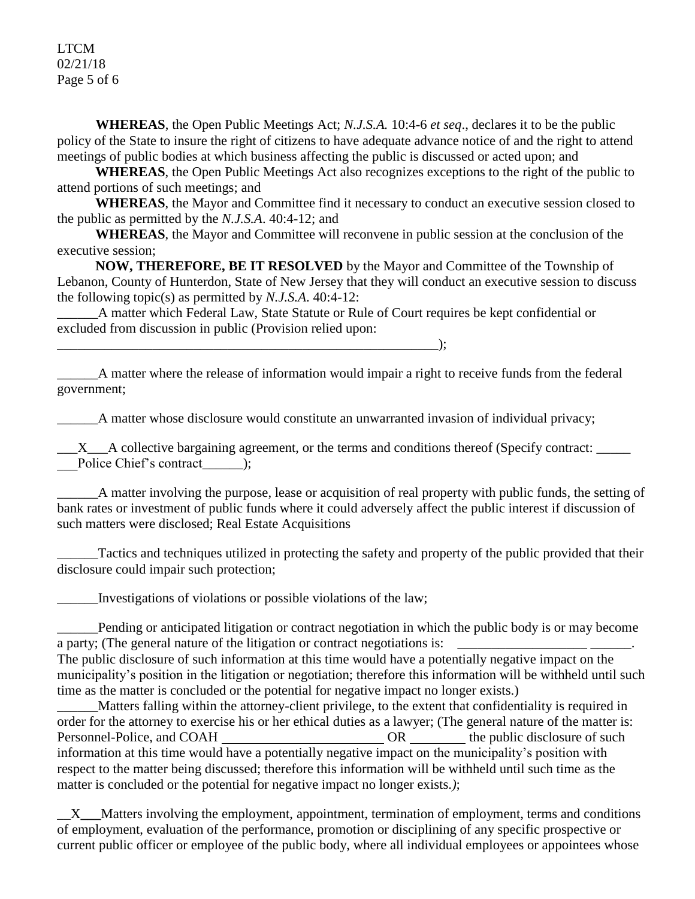**WHEREAS**, the Open Public Meetings Act; *N.J.S.A.* 10:4-6 *et seq*., declares it to be the public policy of the State to insure the right of citizens to have adequate advance notice of and the right to attend meetings of public bodies at which business affecting the public is discussed or acted upon; and

**WHEREAS**, the Open Public Meetings Act also recognizes exceptions to the right of the public to attend portions of such meetings; and

**WHEREAS**, the Mayor and Committee find it necessary to conduct an executive session closed to the public as permitted by the *N.J.S.A*. 40:4-12; and

**WHEREAS**, the Mayor and Committee will reconvene in public session at the conclusion of the executive session;

**NOW, THEREFORE, BE IT RESOLVED** by the Mayor and Committee of the Township of Lebanon, County of Hunterdon, State of New Jersey that they will conduct an executive session to discuss the following topic(s) as permitted by *N.J.S.A*. 40:4-12:

______A matter which Federal Law, State Statute or Rule of Court requires be kept confidential or excluded from discussion in public (Provision relied upon: ____________________________________________________________);

______A matter where the release of information would impair a right to receive funds from the federal government;

______A matter whose disclosure would constitute an unwarranted invasion of individual privacy;

___X___A collective bargaining agreement, or the terms and conditions thereof (Specify contract: _____ ___Police Chief's contract______);

______A matter involving the purpose, lease or acquisition of real property with public funds, the setting of bank rates or investment of public funds where it could adversely affect the public interest if discussion of such matters were disclosed; Real Estate Acquisitions

______Tactics and techniques utilized in protecting the safety and property of the public provided that their disclosure could impair such protection;

______Investigations of violations or possible violations of the law;

______Pending or anticipated litigation or contract negotiation in which the public body is or may become a party; (The general nature of the litigation or contract negotiations is: ___________________ ______. The public disclosure of such information at this time would have a potentially negative impact on the municipality's position in the litigation or negotiation; therefore this information will be withheld until such time as the matter is concluded or the potential for negative impact no longer exists.)

______Matters falling within the attorney-client privilege, to the extent that confidentiality is required in order for the attorney to exercise his or her ethical duties as a lawyer; (The general nature of the matter is: Personnel-Police, and COAH ________________________ OR ________ the public disclosure of such information at this time would have a potentially negative impact on the municipality's position with respect to the matter being discussed; therefore this information will be withheld until such time as the matter is concluded or the potential for negative impact no longer exists.*)*;

__X___Matters involving the employment, appointment, termination of employment, terms and conditions of employment, evaluation of the performance, promotion or disciplining of any specific prospective or current public officer or employee of the public body, where all individual employees or appointees whose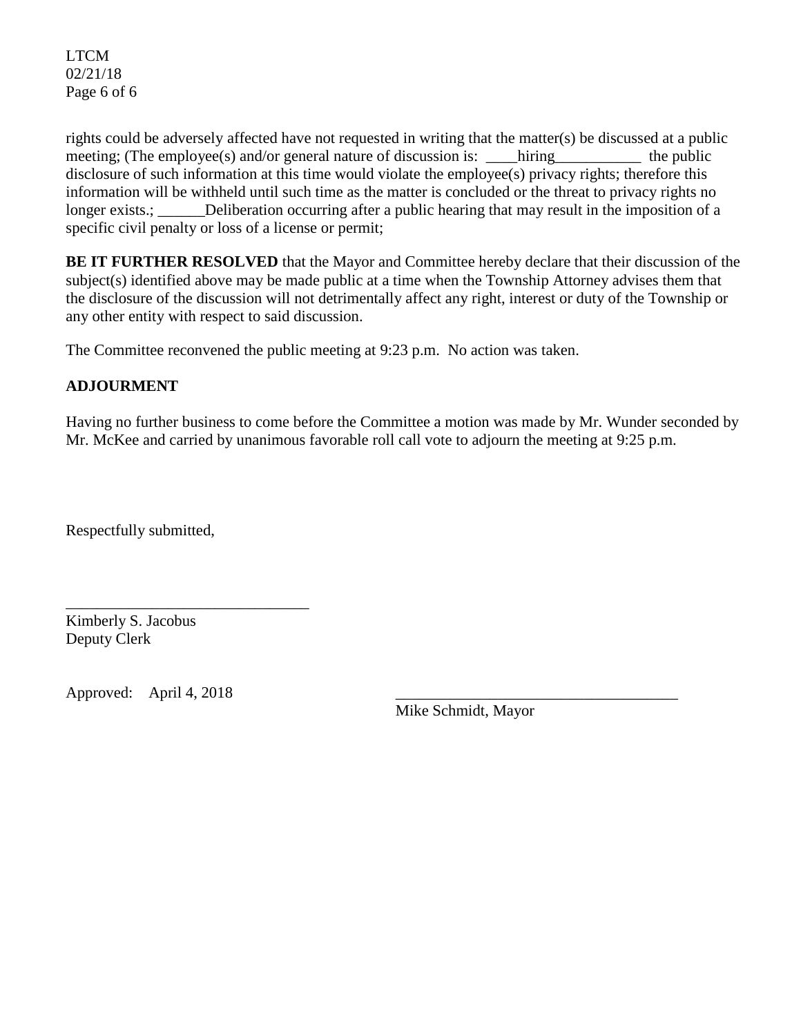rights could be adversely affected have not requested in writing that the matter(s) be discussed at a public meeting; (The employee(s) and/or general nature of discussion is: ____hiring___________ the public disclosure of such information at this time would violate the employee(s) privacy rights; therefore this information will be withheld until such time as the matter is concluded or the threat to privacy rights no longer exists.; ______Deliberation occurring after a public hearing that may result in the imposition of a specific civil penalty or loss of a license or permit;

**BE IT FURTHER RESOLVED** that the Mayor and Committee hereby declare that their discussion of the subject(s) identified above may be made public at a time when the Township Attorney advises them that the disclosure of the discussion will not detrimentally affect any right, interest or duty of the Township or any other entity with respect to said discussion.

The Committee reconvened the public meeting at 9:23 p.m. No action was taken.

**ADJOURMENT**

Having no further business to come before the Committee a motion was made by Mr. Wunder seconded by Mr. McKee and carried by unanimous favorable roll call vote to adjourn the meeting at 9:25 p.m.

Respectfully submitted,

________________________________
Kimberly S. Jacobus
Deputy Clerk

Approved: April 4, 2018

_____________________________________
Mike Schmidt, Mayor